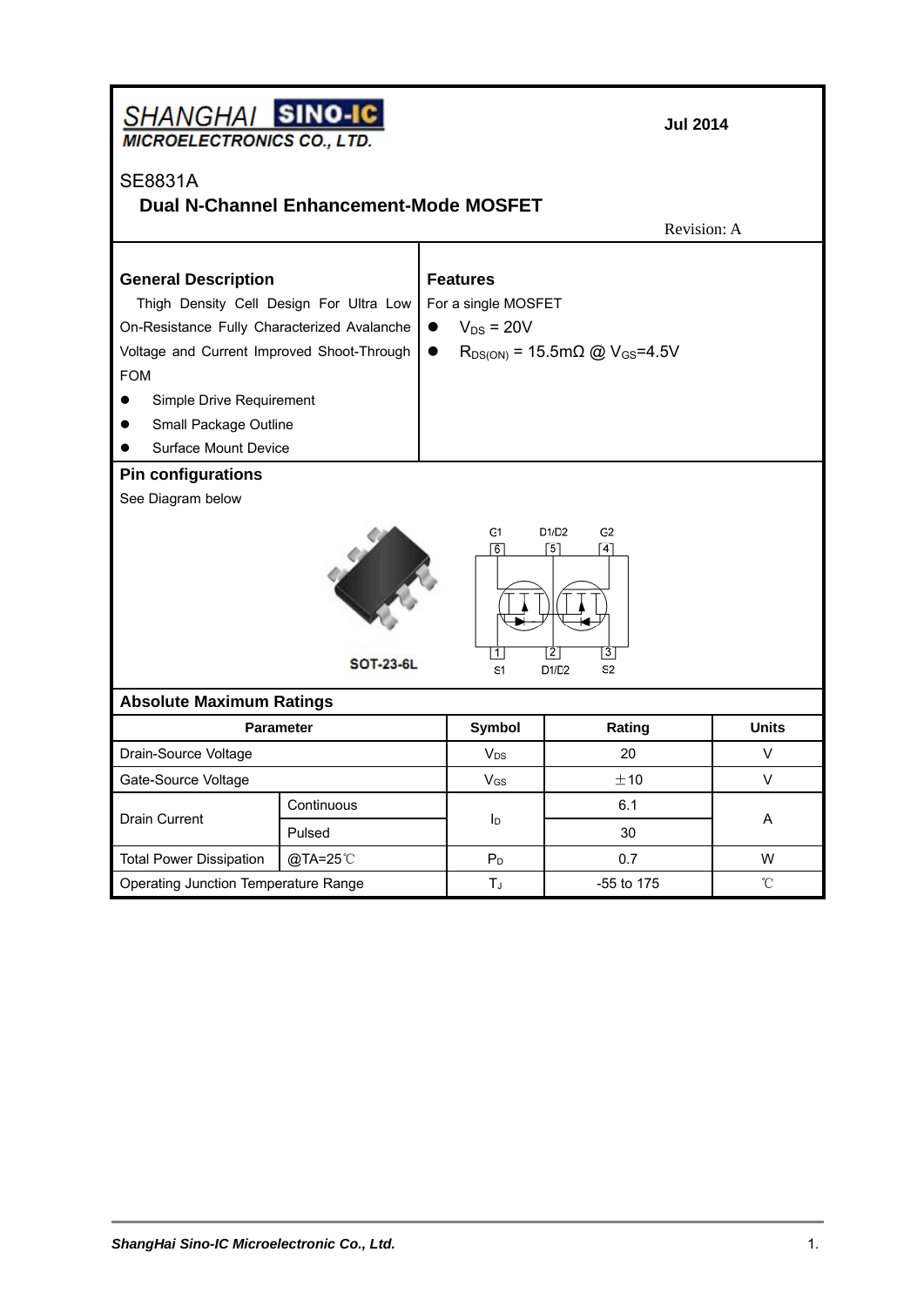SHANGHAI SINO-IC MICROELECTRONICS CO., LTD.

**Jul 2014**

SE8831A

## Dual N-Channel Enhancement-Mode MOSFET

Revision: A

### General Description

Thigh Density Cell Design For Ultra Low On-Resistance Fully Characterized Avalanche Voltage and Current Improved Shoot-Through FOM

- Simple Drive Requirement
- Small Package Outline
- Surface Mount Device

### Features

For a single MOSFET

- $V_{DS}$ = 20V
- $R_{DS(ON)}$ = 15.5mΩ @ $V_{GS}$=4.5V

### Pin configurations

See Diagram below

SOT-23-6L

G1 6, D1/D2 5, G2 4

1 S1, 2 D1/D2, 3 S2

### Absolute Maximum Ratings

| Parameter | | Symbol | Rating | Units |
|---|---|---|---|---|
| Drain-Source Voltage | | $V_{DS}$ | 20 | V |
| Gate-Source Voltage | | $V_{GS}$ | ±10 | V |
| Drain Current | Continuous | $I_D$ | 6.1 | A |
| | Pulsed | | 30 | |
| Total Power Dissipation | @TA=25℃ | $P_D$ | 0.7 | W |
| Operating Junction Temperature Range | | $T_J$ | -55 to 175 | ℃ |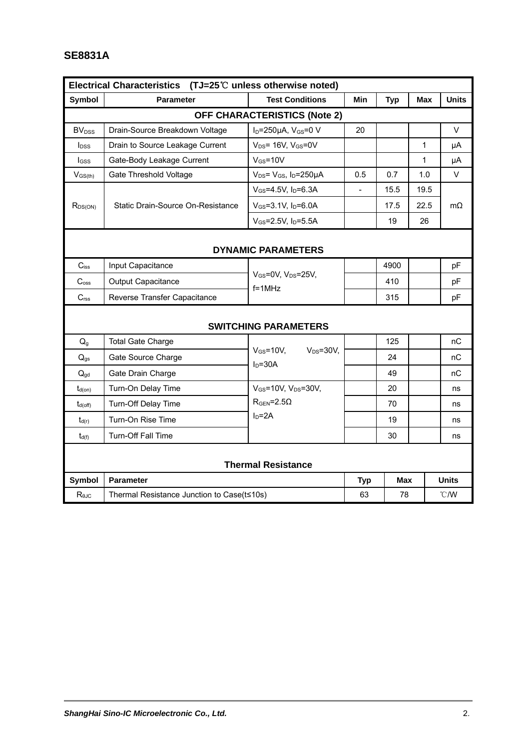## SE8831A

| Electrical Characteristics (TJ=25℃ unless otherwise noted) | | | | | | |
|---|---|---|---|---|---|---|
| **Symbol** | **Parameter** | **Test Conditions** | **Min** | **Typ** | **Max** | **Units** |
| **OFF CHARACTERISTICS (Note 2)** | | | | | | |
| $BV_{DSS}$ | Drain-Source Breakdown Voltage | $I_D$=250μA, $V_{GS}$=0 V | 20 | | | V |
| $I_{DSS}$ | Drain to Source Leakage Current | $V_{DS}$= 16V, $V_{GS}$=0V | | | 1 | μA |
| $I_{GSS}$ | Gate-Body Leakage Current | $V_{GS}$=10V | | | 1 | μA |
| $V_{GS(th)}$ | Gate Threshold Voltage | $V_{DS}$= $V_{GS}$, $I_D$=250μA | 0.5 | 0.7 | 1.0 | V |
| $R_{DS(ON)}$ | Static Drain-Source On-Resistance | $V_{GS}$=4.5V, $I_D$=6.3A | - | 15.5 | 19.5 | mΩ |
| | | $V_{GS}$=3.1V, $I_D$=6.0A | | 17.5 | 22.5 | |
| | | $V_{GS}$=2.5V, $I_D$=5.5A | | 19 | 26 | |
| **DYNAMIC PARAMETERS** | | | | | | |
| $C_{iss}$ | Input Capacitance | $V_{GS}$=0V, $V_{DS}$=25V, f=1MHz | | 4900 | | pF |
| $C_{oss}$ | Output Capacitance | | | 410 | | pF |
| $C_{rss}$ | Reverse Transfer Capacitance | | | 315 | | pF |
| **SWITCHING PARAMETERS** | | | | | | |
| $Q_g$ | Total Gate Charge | $V_{GS}$=10V, $V_{DS}$=30V, $I_D$=30A | | 125 | | nC |
| $Q_{gs}$ | Gate Source Charge | | | 24 | | nC |
| $Q_{gd}$ | Gate Drain Charge | | | 49 | | nC |
| $t_{d(on)}$ | Turn-On Delay Time | $V_{GS}$=10V, $V_{DS}$=30V, $R_{GEN}$=2.5Ω, $I_D$=2A | | 20 | | ns |
| $t_{d(off)}$ | Turn-Off Delay Time | | | 70 | | ns |
| $t_{d(r)}$ | Turn-On Rise Time | | | 19 | | ns |
| $t_{d(f)}$ | Turn-Off Fall Time | | | 30 | | ns |

**Thermal Resistance**

| Symbol | Parameter | Typ | Max | Units |
|---|---|---|---|---|
| $R_{\theta JC}$ | Thermal Resistance Junction to Case(t≤10s) | 63 | 78 | ℃/W |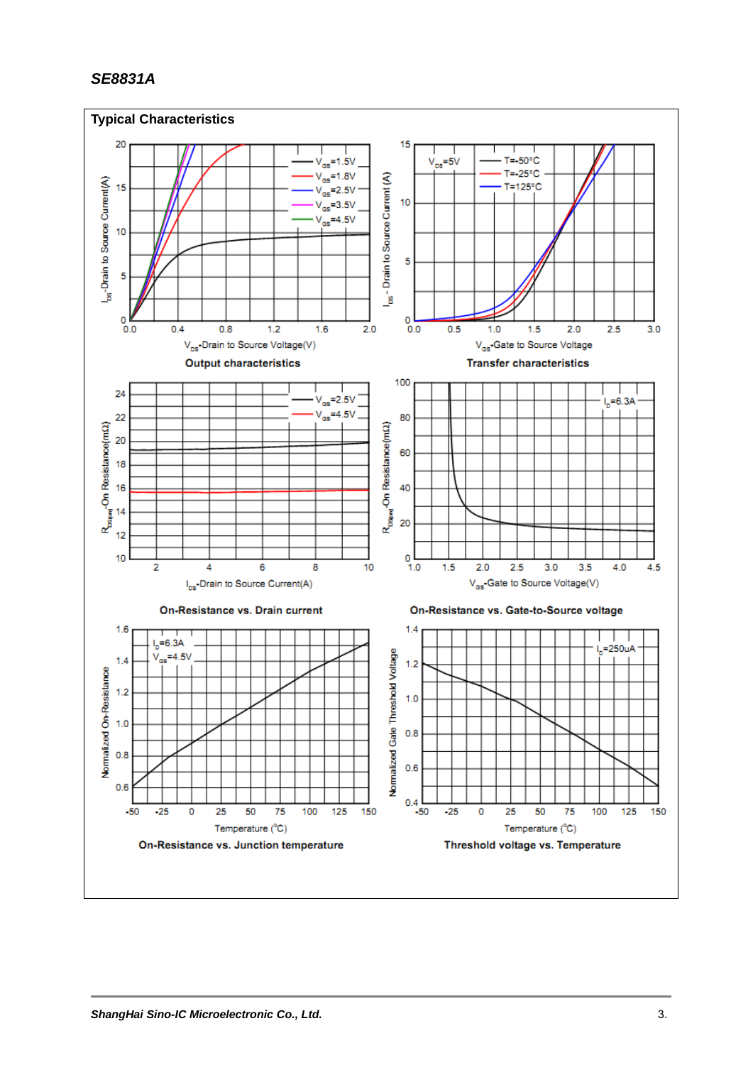## Typical Characteristics

**Output characteristics**

**Transfer characteristics**

**On-Resistance vs. Drain current**

**On-Resistance vs. Gate-to-Source voltage**

**On-Resistance vs. Junction temperature**

**Threshold voltage vs. Temperature**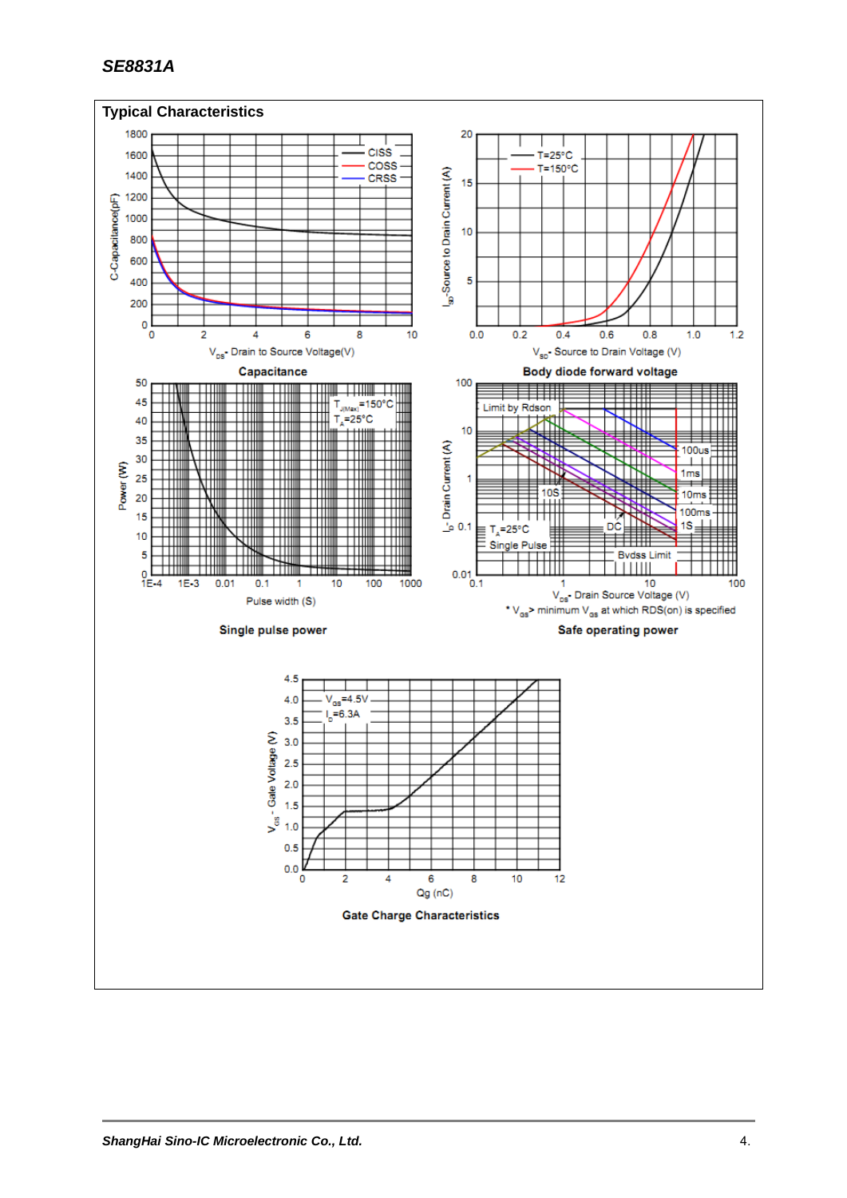## Typical Characteristics

**Capacitance**

- Y-axis: C-Capacitance(pF)
- X-axis: $V_{DS}$- Drain to Source Voltage(V)
- Legend: CISS, COSS, CRSS

**Body diode forward voltage**

- Y-axis: $I_{SD}$-Source to Drain Current (A)
- X-axis: $V_{SD}$- Source to Drain Voltage (V)
- Legend: T=25°C, T=150°C

**Single pulse power**

- Y-axis: Power (W)
- X-axis: Pulse width (S)
- $T_{J(Max)}$=150°C, $T_A$=25°C

**Safe operating power**

- Y-axis: $I_D$- Drain Current (A)
- X-axis: $V_{DS}$- Drain Source Voltage (V)
- Limit by Rdson; 100us; 1ms; 10ms; 100ms; 1S; 10S; DC; Bvdss Limit
- $T_A$=25°C, Single Pulse
- * $V_{GS}$> minimum $V_{GS}$ at which RDS(on) is specified

**Gate Charge Characteristics**

- Y-axis: $V_{GS}$ - Gate Voltage (V)
- X-axis: Qg (nC)
- $V_{DS}$=4.5V, $I_D$=6.3A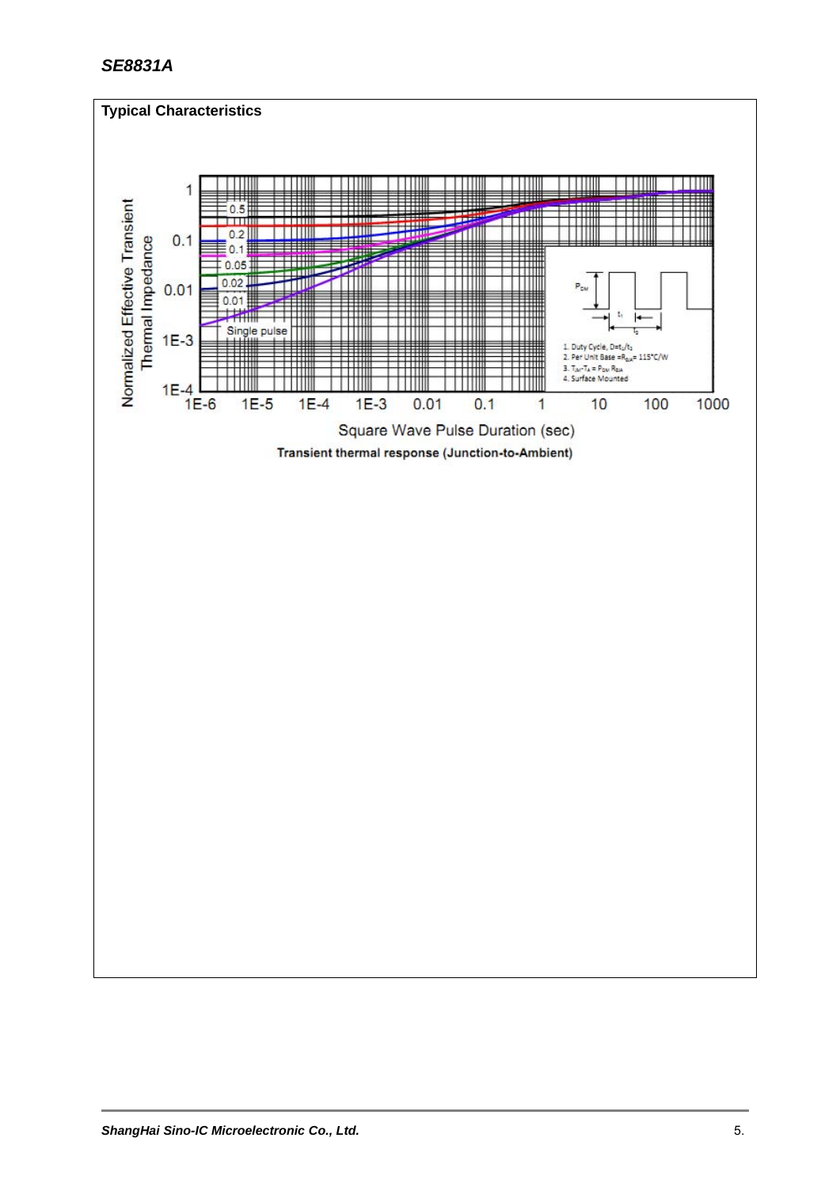## Typical Characteristics

Transient thermal response (Junction-to-Ambient)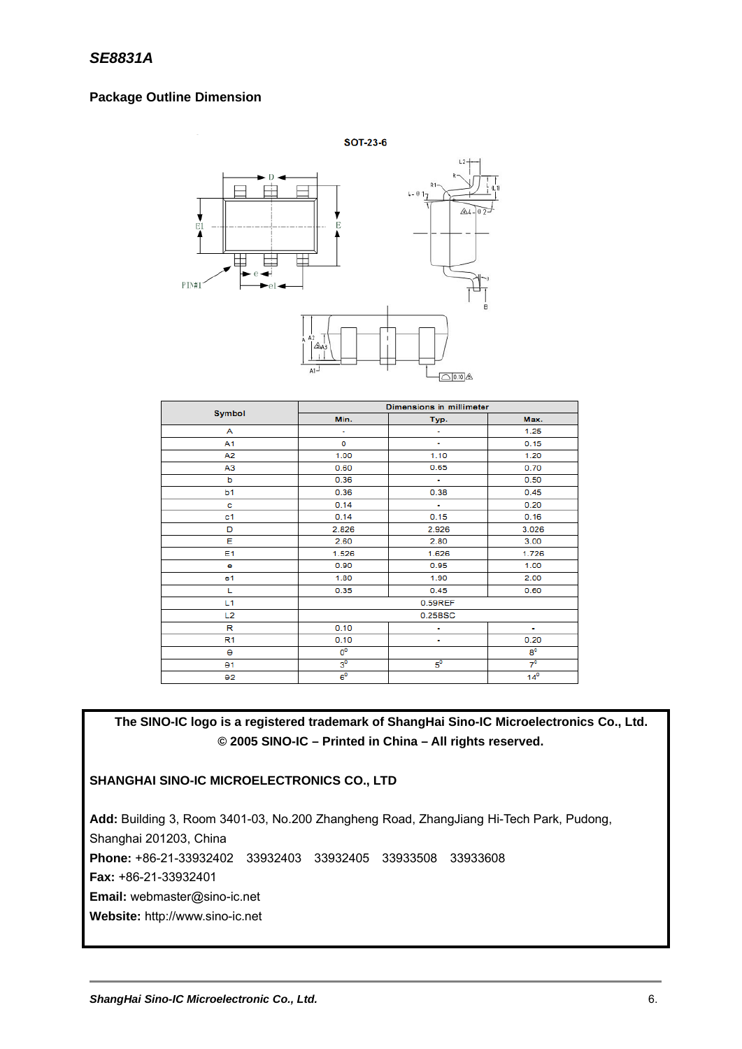## Package Outline Dimension

SOT-23-6

| Symbol | Dimensions in millimeter | | |
|---|---|---|---|
| | Min. | Typ. | Max. |
| A | - | - | 1.25 |
| A1 | 0 | - | 0.15 |
| A2 | 1.00 | 1.10 | 1.20 |
| A3 | 0.60 | 0.65 | 0.70 |
| b | 0.36 | - | 0.50 |
| b1 | 0.36 | 0.38 | 0.45 |
| c | 0.14 | - | 0.20 |
| c1 | 0.14 | 0.15 | 0.16 |
| D | 2.826 | 2.926 | 3.026 |
| E | 2.60 | 2.80 | 3.00 |
| E1 | 1.526 | 1.626 | 1.726 |
| e | 0.90 | 0.95 | 1.00 |
| e1 | 1.80 | 1.90 | 2.00 |
| L | 0.35 | 0.45 | 0.60 |
| L1 | 0.59REF | | |
| L2 | 0.25BSC | | |
| R | 0.10 | - | - |
| R1 | 0.10 | - | 0.20 |
| θ | $0^0$ | | $8^0$ |
| θ1 | $3^0$ | $5^0$ | $7^0$ |
| θ2 | $6^0$ | | $14^0$ |

**The SINO-IC logo is a registered trademark of ShangHai Sino-IC Microelectronics Co., Ltd.**
**© 2005 SINO-IC – Printed in China – All rights reserved.**

**SHANGHAI SINO-IC MICROELECTRONICS CO., LTD**

**Add:** Building 3, Room 3401-03, No.200 Zhangheng Road, ZhangJiang Hi-Tech Park, Pudong, Shanghai 201203, China
**Phone:** +86-21-33932402 33932403 33932405 33933508 33933608
**Fax:** +86-21-33932401
**Email:** webmaster@sino-ic.net
**Website:** http://www.sino-ic.net